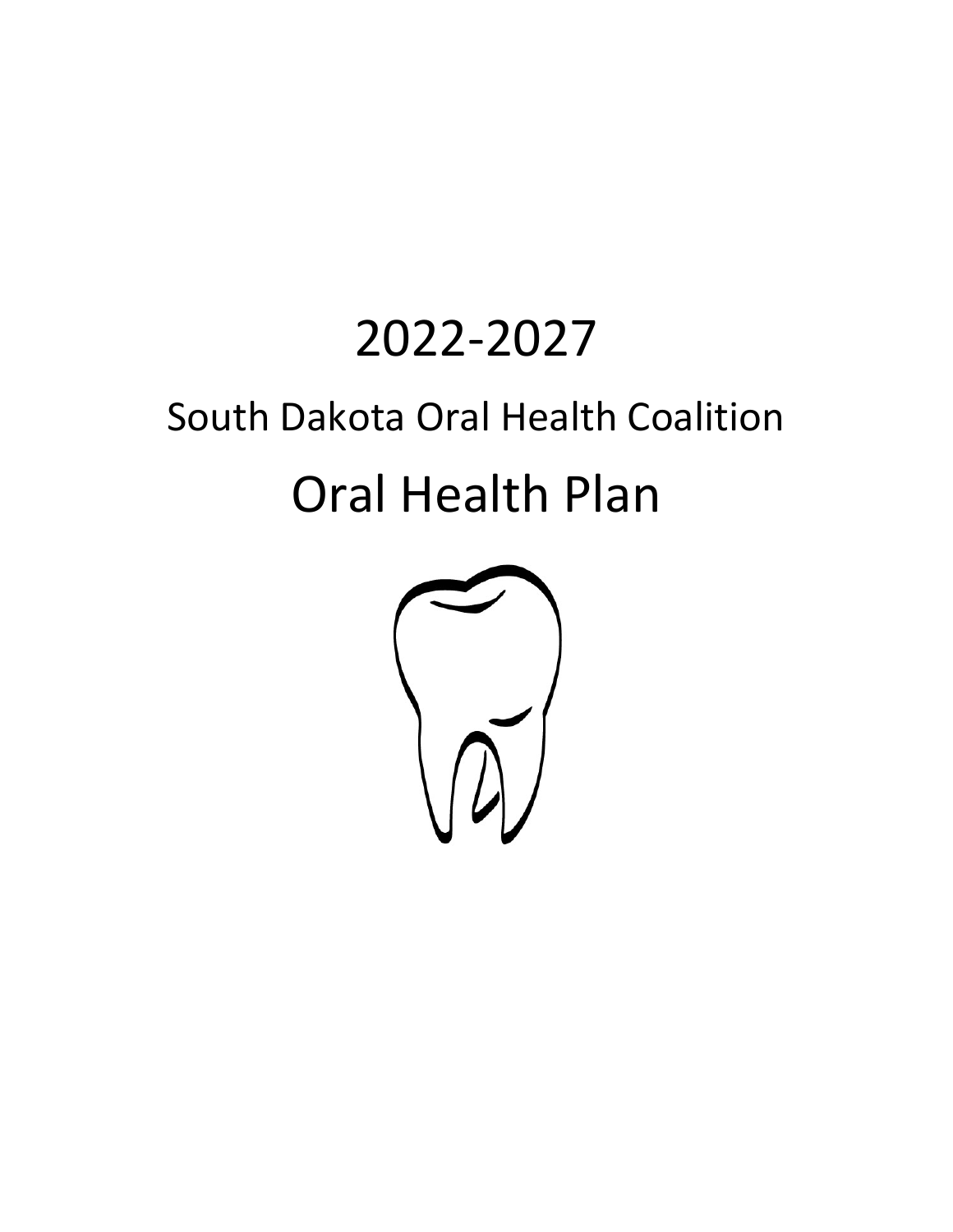# 2022-2027

## South Dakota Oral Health Coalition

# Oral Health Plan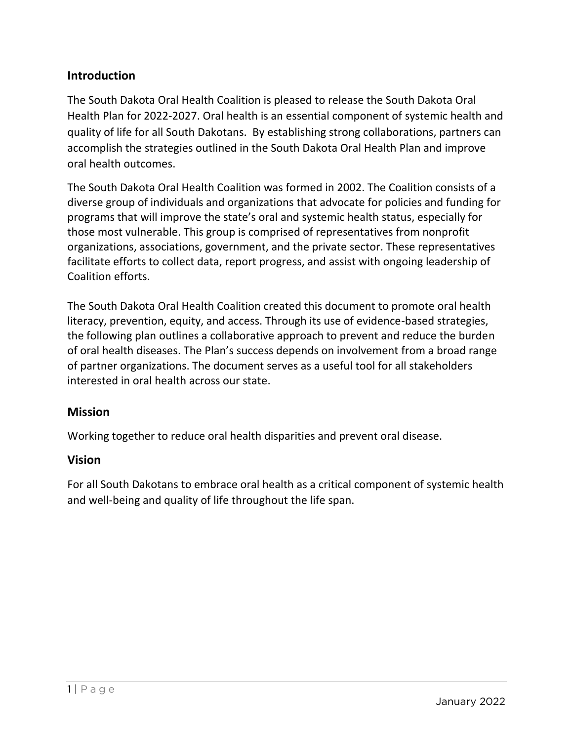## Introduction

The South Dakota Oral Health Coalition is pleased to release the South Dakota Oral Health Plan for 2022-2027. Oral health is an essential component of systemic health and quality of life for all South Dakotans. By establishing strong collaborations, partners can accomplish the strategies outlined in the South Dakota Oral Health Plan and improve oral health outcomes.

The South Dakota Oral Health Coalition was formed in 2002. The Coalition consists of a diverse group of individuals and organizations that advocate for policies and funding for programs that will improve the state's oral and systemic health status, especially for those most vulnerable. This group is comprised of representatives from nonprofit organizations, associations, government, and the private sector. These representatives facilitate efforts to collect data, report progress, and assist with ongoing leadership of Coalition efforts.

The South Dakota Oral Health Coalition created this document to promote oral health literacy, prevention, equity, and access. Through its use of evidence-based strategies, the following plan outlines a collaborative approach to prevent and reduce the burden of oral health diseases. The Plan's success depends on involvement from a broad range of partner organizations. The document serves as a useful tool for all stakeholders interested in oral health across our state.

## Mission

Working together to reduce oral health disparities and prevent oral disease.

## Vision

For all South Dakotans to embrace oral health as a critical component of systemic health and well-being and quality of life throughout the life span.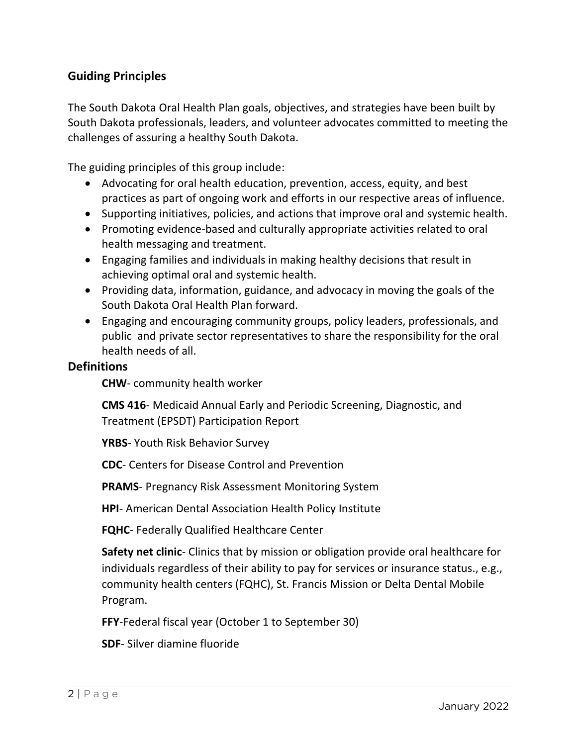## Guiding Principles

The South Dakota Oral Health Plan goals, objectives, and strategies have been built by South Dakota professionals, leaders, and volunteer advocates committed to meeting the challenges of assuring a healthy South Dakota.

The guiding principles of this group include:

- Advocating for oral health education, prevention, access, equity, and best practices as part of ongoing work and efforts in our respective areas of influence.
- Supporting initiatives, policies, and actions that improve oral and systemic health.
- Promoting evidence-based and culturally appropriate activities related to oral health messaging and treatment.
- Engaging families and individuals in making healthy decisions that result in achieving optimal oral and systemic health.
- Providing data, information, guidance, and advocacy in moving the goals of the South Dakota Oral Health Plan forward.
- Engaging and encouraging community groups, policy leaders, professionals, and public and private sector representatives to share the responsibility for the oral health needs of all.

## Definitions

**CHW**- community health worker

**CMS 416**- Medicaid Annual Early and Periodic Screening, Diagnostic, and Treatment (EPSDT) Participation Report

**YRBS**- Youth Risk Behavior Survey

**CDC**- Centers for Disease Control and Prevention

**PRAMS**- Pregnancy Risk Assessment Monitoring System

**HPI**- American Dental Association Health Policy Institute

**FQHC**- Federally Qualified Healthcare Center

**Safety net clinic**- Clinics that by mission or obligation provide oral healthcare for individuals regardless of their ability to pay for services or insurance status., e.g., community health centers (FQHC), St. Francis Mission or Delta Dental Mobile Program.

**FFY**-Federal fiscal year (October 1 to September 30)

**SDF**- Silver diamine fluoride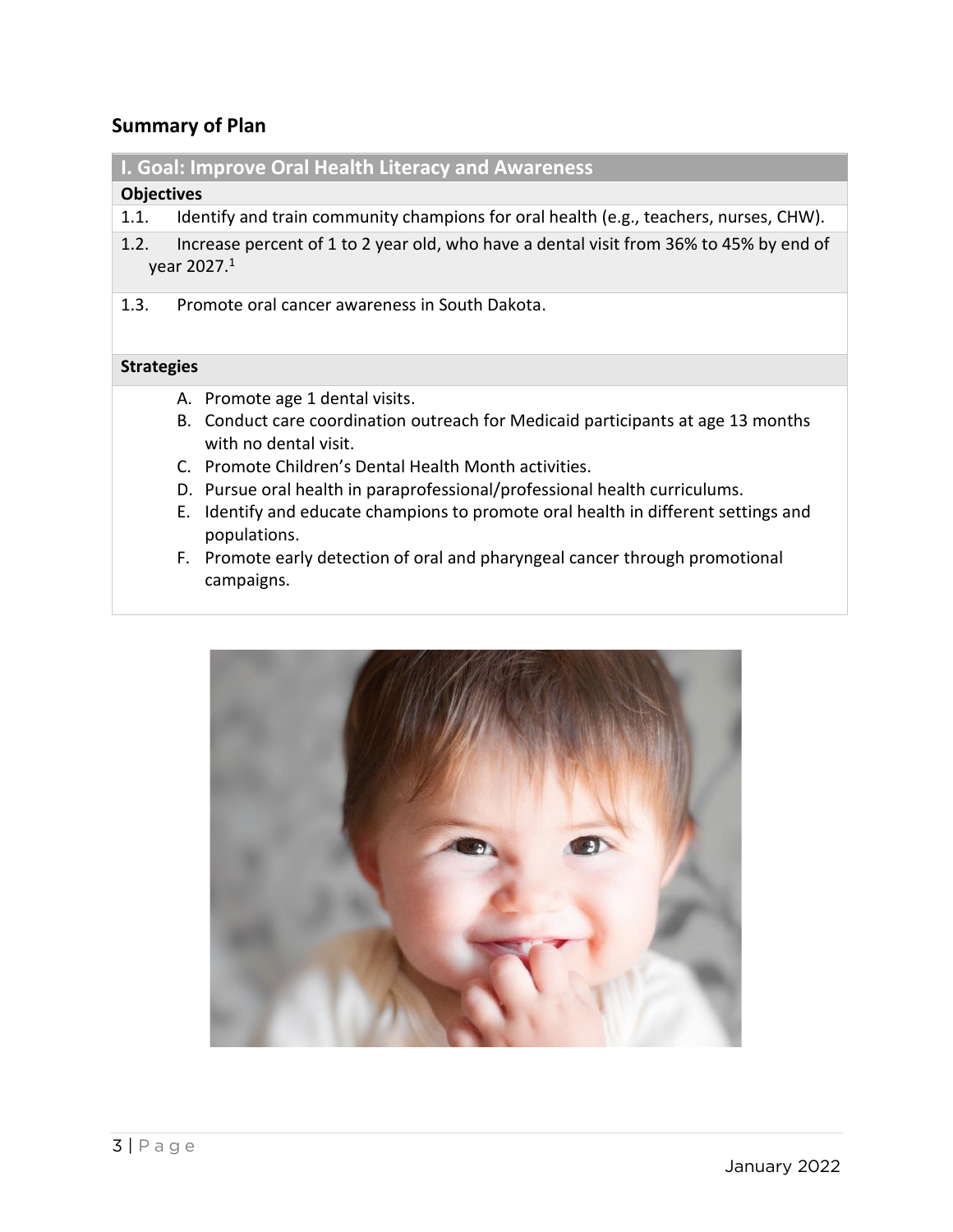## Summary of Plan

### I. Goal: Improve Oral Health Literacy and Awareness

**Objectives**

1.1. Identify and train community champions for oral health (e.g., teachers, nurses, CHW).

1.2. Increase percent of 1 to 2 year old, who have a dental visit from 36% to 45% by end of year 2027.[1]

1.3. Promote oral cancer awareness in South Dakota.

**Strategies**

A. Promote age 1 dental visits.
B. Conduct care coordination outreach for Medicaid participants at age 13 months with no dental visit.
C. Promote Children's Dental Health Month activities.
D. Pursue oral health in paraprofessional/professional health curriculums.
E. Identify and educate champions to promote oral health in different settings and populations.
F. Promote early detection of oral and pharyngeal cancer through promotional campaigns.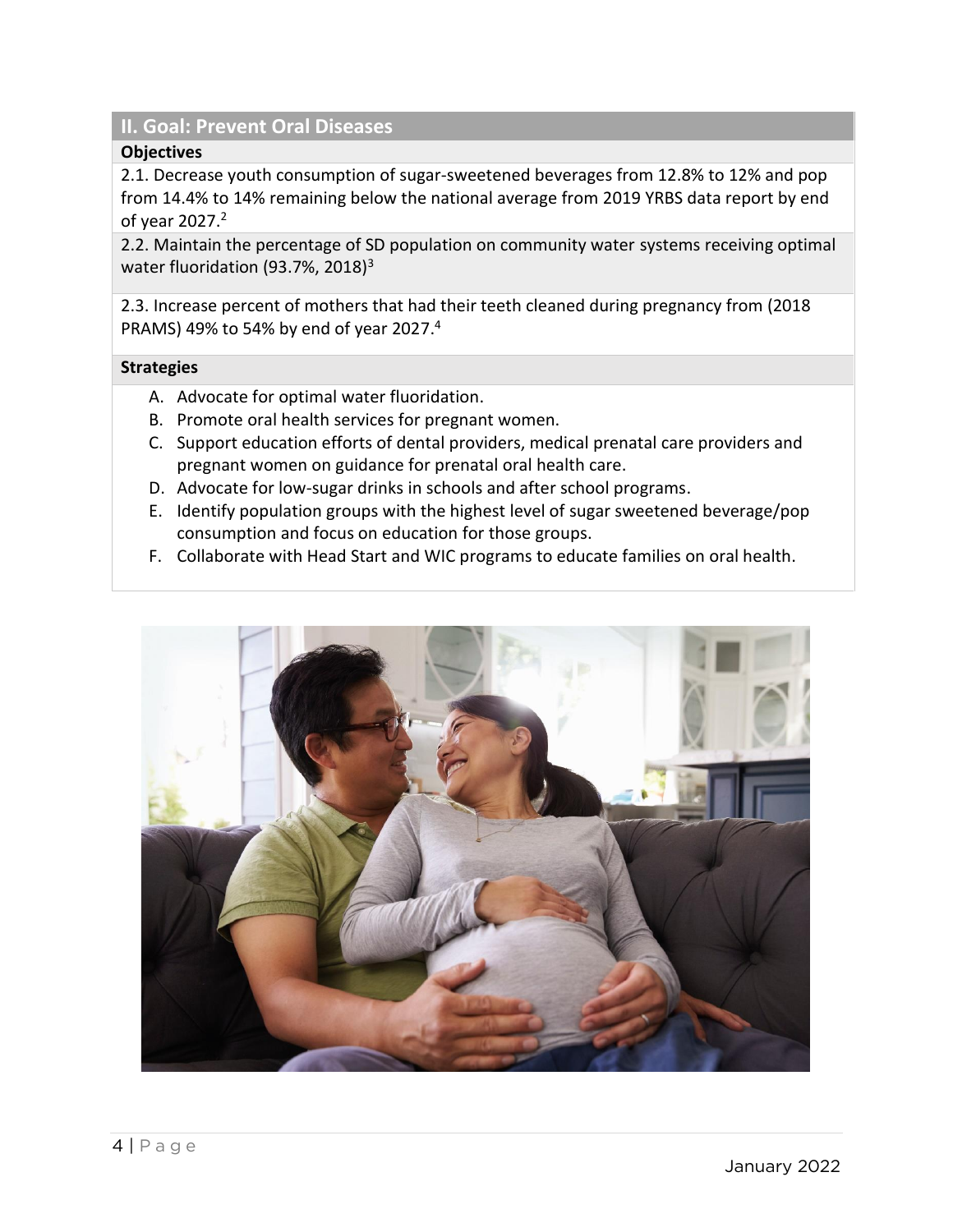## II. Goal: Prevent Oral Diseases

### Objectives

2.1. Decrease youth consumption of sugar-sweetened beverages from 12.8% to 12% and pop from 14.4% to 14% remaining below the national average from 2019 YRBS data report by end of year 2027.[2]

2.2. Maintain the percentage of SD population on community water systems receiving optimal water fluoridation (93.7%, 2018)[3]

2.3. Increase percent of mothers that had their teeth cleaned during pregnancy from (2018 PRAMS) 49% to 54% by end of year 2027.[4]

### Strategies

A. Advocate for optimal water fluoridation.
B. Promote oral health services for pregnant women.
C. Support education efforts of dental providers, medical prenatal care providers and pregnant women on guidance for prenatal oral health care.
D. Advocate for low-sugar drinks in schools and after school programs.
E. Identify population groups with the highest level of sugar sweetened beverage/pop consumption and focus on education for those groups.
F. Collaborate with Head Start and WIC programs to educate families on oral health.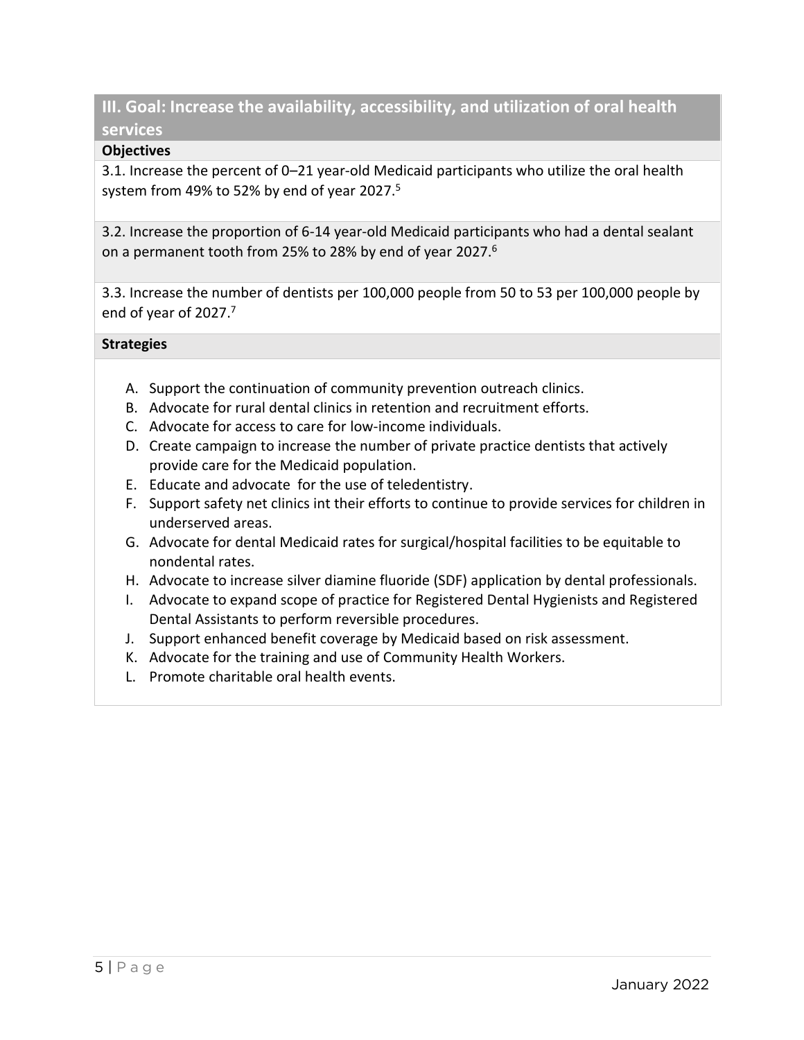## III. Goal: Increase the availability, accessibility, and utilization of oral health services

**Objectives**

3.1. Increase the percent of 0–21 year-old Medicaid participants who utilize the oral health system from 49% to 52% by end of year 2027.[5]

3.2. Increase the proportion of 6-14 year-old Medicaid participants who had a dental sealant on a permanent tooth from 25% to 28% by end of year 2027.[6]

3.3. Increase the number of dentists per 100,000 people from 50 to 53 per 100,000 people by end of year of 2027.[7]

**Strategies**

A. Support the continuation of community prevention outreach clinics.
B. Advocate for rural dental clinics in retention and recruitment efforts.
C. Advocate for access to care for low-income individuals.
D. Create campaign to increase the number of private practice dentists that actively provide care for the Medicaid population.
E. Educate and advocate for the use of teledentistry.
F. Support safety net clinics int their efforts to continue to provide services for children in underserved areas.
G. Advocate for dental Medicaid rates for surgical/hospital facilities to be equitable to nondental rates.
H. Advocate to increase silver diamine fluoride (SDF) application by dental professionals.
I. Advocate to expand scope of practice for Registered Dental Hygienists and Registered Dental Assistants to perform reversible procedures.
J. Support enhanced benefit coverage by Medicaid based on risk assessment.
K. Advocate for the training and use of Community Health Workers.
L. Promote charitable oral health events.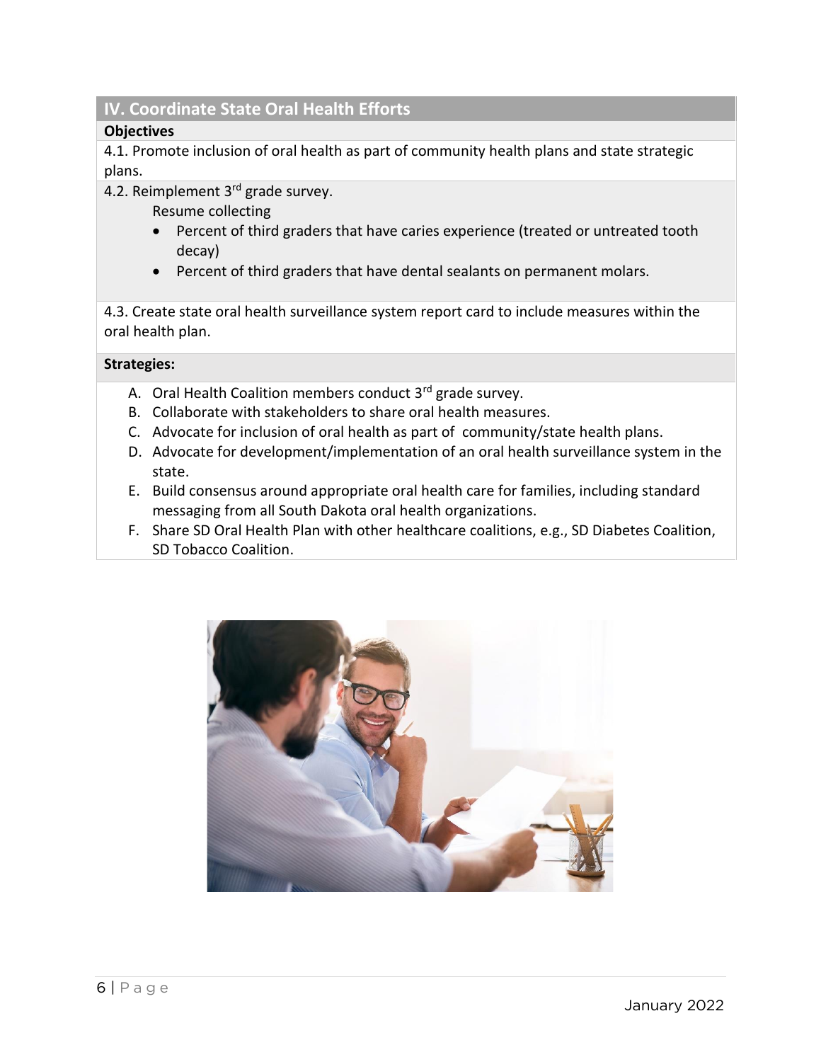## IV. Coordinate State Oral Health Efforts

**Objectives**

4.1. Promote inclusion of oral health as part of community health plans and state strategic plans.

4.2. Reimplement 3rd grade survey.

Resume collecting

- Percent of third graders that have caries experience (treated or untreated tooth decay)
- Percent of third graders that have dental sealants on permanent molars.

4.3. Create state oral health surveillance system report card to include measures within the oral health plan.

**Strategies:**

A. Oral Health Coalition members conduct 3rd grade survey.
B. Collaborate with stakeholders to share oral health measures.
C. Advocate for inclusion of oral health as part of community/state health plans.
D. Advocate for development/implementation of an oral health surveillance system in the state.
E. Build consensus around appropriate oral health care for families, including standard messaging from all South Dakota oral health organizations.
F. Share SD Oral Health Plan with other healthcare coalitions, e.g., SD Diabetes Coalition, SD Tobacco Coalition.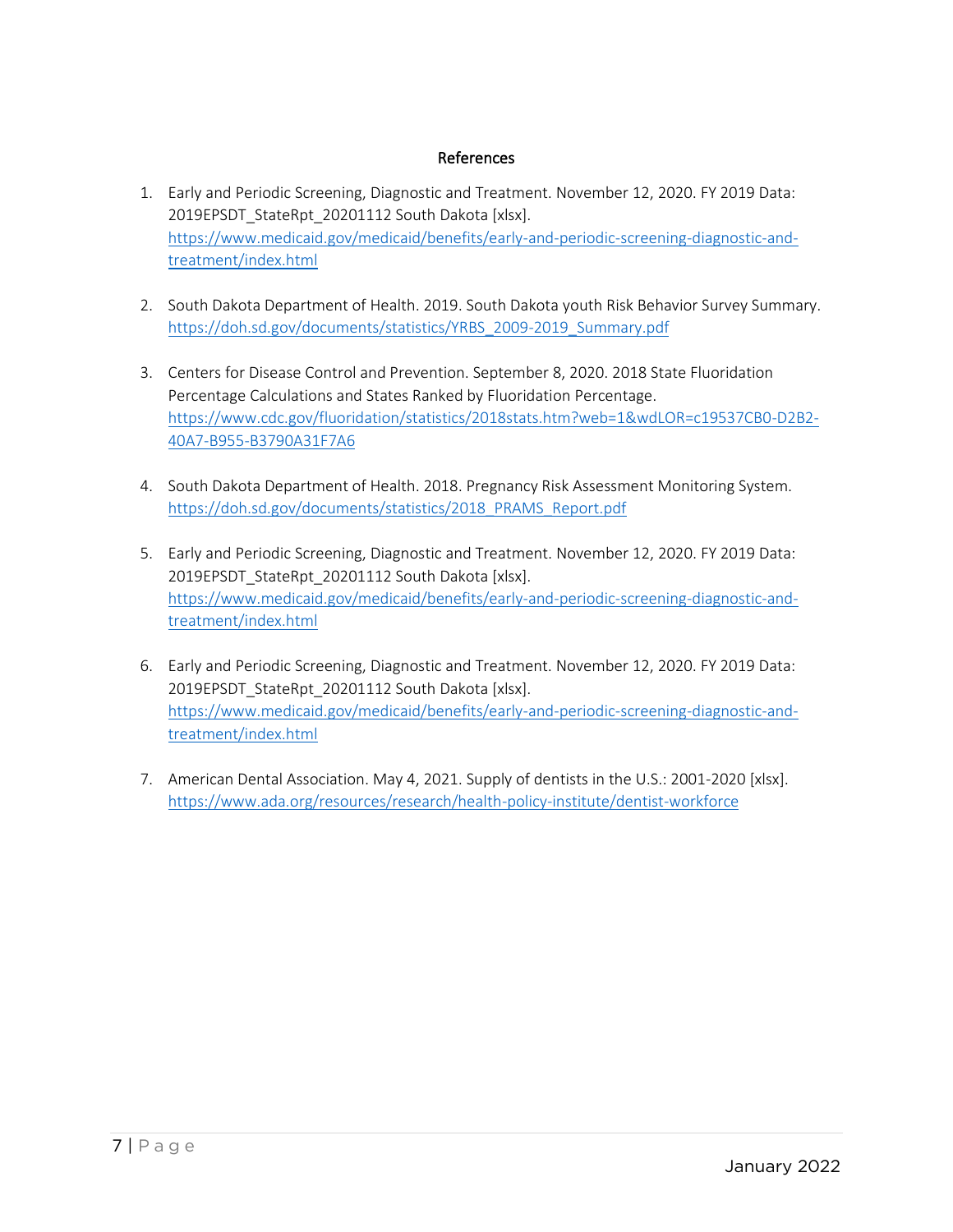## References

1. Early and Periodic Screening, Diagnostic and Treatment. November 12, 2020. FY 2019 Data: 2019EPSDT_StateRpt_20201112 South Dakota [xlsx]. https://www.medicaid.gov/medicaid/benefits/early-and-periodic-screening-diagnostic-and-treatment/index.html

2. South Dakota Department of Health. 2019. South Dakota youth Risk Behavior Survey Summary. https://doh.sd.gov/documents/statistics/YRBS_2009-2019_Summary.pdf

3. Centers for Disease Control and Prevention. September 8, 2020. 2018 State Fluoridation Percentage Calculations and States Ranked by Fluoridation Percentage. https://www.cdc.gov/fluoridation/statistics/2018stats.htm?web=1&wdLOR=c19537CB0-D2B2-40A7-B955-B3790A31F7A6

4. South Dakota Department of Health. 2018. Pregnancy Risk Assessment Monitoring System. https://doh.sd.gov/documents/statistics/2018_PRAMS_Report.pdf

5. Early and Periodic Screening, Diagnostic and Treatment. November 12, 2020. FY 2019 Data: 2019EPSDT_StateRpt_20201112 South Dakota [xlsx]. https://www.medicaid.gov/medicaid/benefits/early-and-periodic-screening-diagnostic-and-treatment/index.html

6. Early and Periodic Screening, Diagnostic and Treatment. November 12, 2020. FY 2019 Data: 2019EPSDT_StateRpt_20201112 South Dakota [xlsx]. https://www.medicaid.gov/medicaid/benefits/early-and-periodic-screening-diagnostic-and-treatment/index.html

7. American Dental Association. May 4, 2021. Supply of dentists in the U.S.: 2001-2020 [xlsx]. https://www.ada.org/resources/research/health-policy-institute/dentist-workforce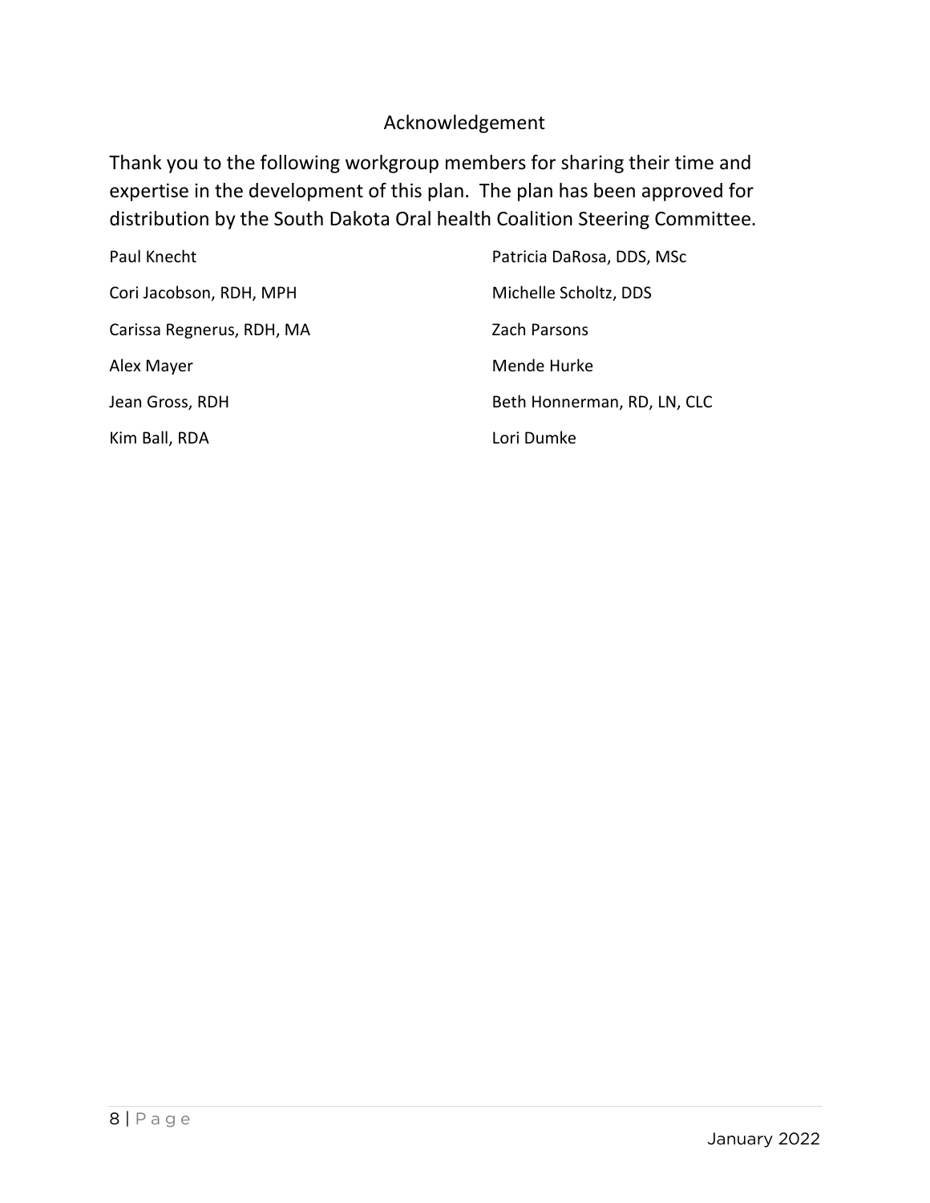## Acknowledgement

Thank you to the following workgroup members for sharing their time and expertise in the development of this plan. The plan has been approved for distribution by the South Dakota Oral health Coalition Steering Committee.

Paul Knecht

Cori Jacobson, RDH, MPH

Carissa Regnerus, RDH, MA

Alex Mayer

Jean Gross, RDH

Kim Ball, RDA

Patricia DaRosa, DDS, MSc

Michelle Scholtz, DDS

Zach Parsons

Mende Hurke

Beth Honnerman, RD, LN, CLC

Lori Dumke